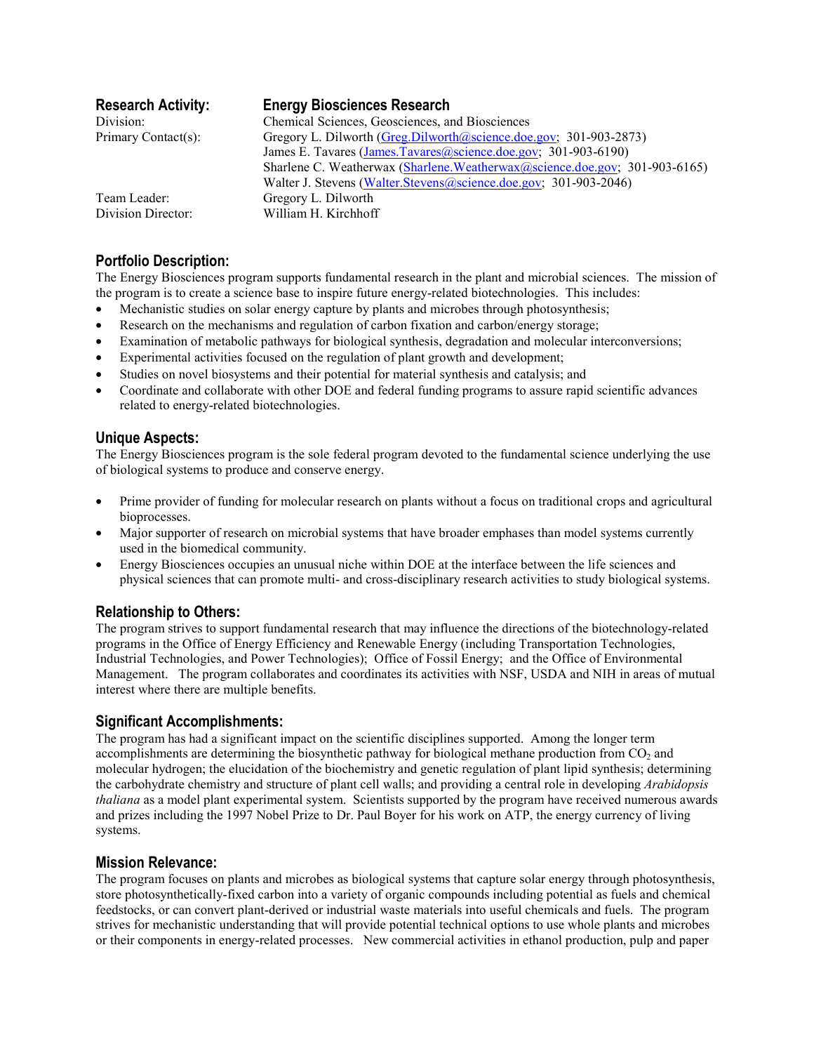**Research Activity:** **Energy Biosciences Research**

Division: Chemical Sciences, Geosciences, and Biosciences

Primary Contact(s): Gregory L. Dilworth (Greg.Dilworth@science.doe.gov; 301-903-2873)
James E. Tavares (James.Tavares@science.doe.gov; 301-903-6190)
Sharlene C. Weatherwax (Sharlene.Weatherwax@science.doe.gov; 301-903-6165)
Walter J. Stevens (Walter.Stevens@science.doe.gov; 301-903-2046)

Team Leader: Gregory L. Dilworth

Division Director: William H. Kirchhoff

## Portfolio Description:

The Energy Biosciences program supports fundamental research in the plant and microbial sciences. The mission of the program is to create a science base to inspire future energy-related biotechnologies. This includes:

- Mechanistic studies on solar energy capture by plants and microbes through photosynthesis;
- Research on the mechanisms and regulation of carbon fixation and carbon/energy storage;
- Examination of metabolic pathways for biological synthesis, degradation and molecular interconversions;
- Experimental activities focused on the regulation of plant growth and development;
- Studies on novel biosystems and their potential for material synthesis and catalysis; and
- Coordinate and collaborate with other DOE and federal funding programs to assure rapid scientific advances related to energy-related biotechnologies.

## Unique Aspects:

The Energy Biosciences program is the sole federal program devoted to the fundamental science underlying the use of biological systems to produce and conserve energy.

- Prime provider of funding for molecular research on plants without a focus on traditional crops and agricultural bioprocesses.
- Major supporter of research on microbial systems that have broader emphases than model systems currently used in the biomedical community.
- Energy Biosciences occupies an unusual niche within DOE at the interface between the life sciences and physical sciences that can promote multi- and cross-disciplinary research activities to study biological systems.

## Relationship to Others:

The program strives to support fundamental research that may influence the directions of the biotechnology-related programs in the Office of Energy Efficiency and Renewable Energy (including Transportation Technologies, Industrial Technologies, and Power Technologies); Office of Fossil Energy; and the Office of Environmental Management. The program collaborates and coordinates its activities with NSF, USDA and NIH in areas of mutual interest where there are multiple benefits.

## Significant Accomplishments:

The program has had a significant impact on the scientific disciplines supported. Among the longer term accomplishments are determining the biosynthetic pathway for biological methane production from $CO_2$ and molecular hydrogen; the elucidation of the biochemistry and genetic regulation of plant lipid synthesis; determining the carbohydrate chemistry and structure of plant cell walls; and providing a central role in developing *Arabidopsis thaliana* as a model plant experimental system. Scientists supported by the program have received numerous awards and prizes including the 1997 Nobel Prize to Dr. Paul Boyer for his work on ATP, the energy currency of living systems.

## Mission Relevance:

The program focuses on plants and microbes as biological systems that capture solar energy through photosynthesis, store photosynthetically-fixed carbon into a variety of organic compounds including potential as fuels and chemical feedstocks, or can convert plant-derived or industrial waste materials into useful chemicals and fuels. The program strives for mechanistic understanding that will provide potential technical options to use whole plants and microbes or their components in energy-related processes. New commercial activities in ethanol production, pulp and paper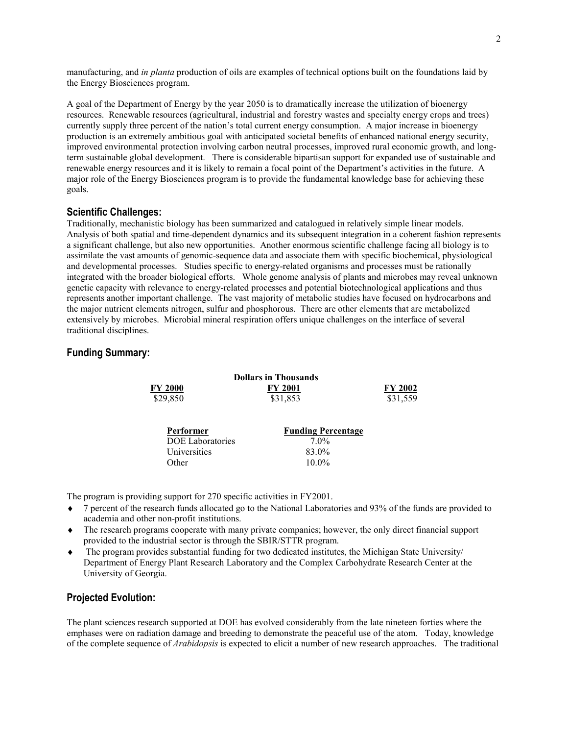manufacturing, and *in planta* production of oils are examples of technical options built on the foundations laid by the Energy Biosciences program.

A goal of the Department of Energy by the year 2050 is to dramatically increase the utilization of bioenergy resources. Renewable resources (agricultural, industrial and forestry wastes and specialty energy crops and trees) currently supply three percent of the nation's total current energy consumption. A major increase in bioenergy production is an extremely ambitious goal with anticipated societal benefits of enhanced national energy security, improved environmental protection involving carbon neutral processes, improved rural economic growth, and long-term sustainable global development. There is considerable bipartisan support for expanded use of sustainable and renewable energy resources and it is likely to remain a focal point of the Department's activities in the future. A major role of the Energy Biosciences program is to provide the fundamental knowledge base for achieving these goals.

## Scientific Challenges:

Traditionally, mechanistic biology has been summarized and catalogued in relatively simple linear models. Analysis of both spatial and time-dependent dynamics and its subsequent integration in a coherent fashion represents a significant challenge, but also new opportunities. Another enormous scientific challenge facing all biology is to assimilate the vast amounts of genomic-sequence data and associate them with specific biochemical, physiological and developmental processes. Studies specific to energy-related organisms and processes must be rationally integrated with the broader biological efforts. Whole genome analysis of plants and microbes may reveal unknown genetic capacity with relevance to energy-related processes and potential biotechnological applications and thus represents another important challenge. The vast majority of metabolic studies have focused on hydrocarbons and the major nutrient elements nitrogen, sulfur and phosphorous. There are other elements that are metabolized extensively by microbes. Microbial mineral respiration offers unique challenges on the interface of several traditional disciplines.

## Funding Summary:

**Dollars in Thousands**

| FY 2000 | FY 2001 | FY 2002 |
|---|---|---|
| $29,850 | $31,853 | $31,559 |

| Performer | Funding Percentage |
|---|---|
| DOE Laboratories | 7.0% |
| Universities | 83.0% |
| Other | 10.0% |

The program is providing support for 270 specific activities in FY2001.

- 7 percent of the research funds allocated go to the National Laboratories and 93% of the funds are provided to academia and other non-profit institutions.
- The research programs cooperate with many private companies; however, the only direct financial support provided to the industrial sector is through the SBIR/STTR program.
- The program provides substantial funding for two dedicated institutes, the Michigan State University/ Department of Energy Plant Research Laboratory and the Complex Carbohydrate Research Center at the University of Georgia.

## Projected Evolution:

The plant sciences research supported at DOE has evolved considerably from the late nineteen forties where the emphases were on radiation damage and breeding to demonstrate the peaceful use of the atom. Today, knowledge of the complete sequence of *Arabidopsis* is expected to elicit a number of new research approaches. The traditional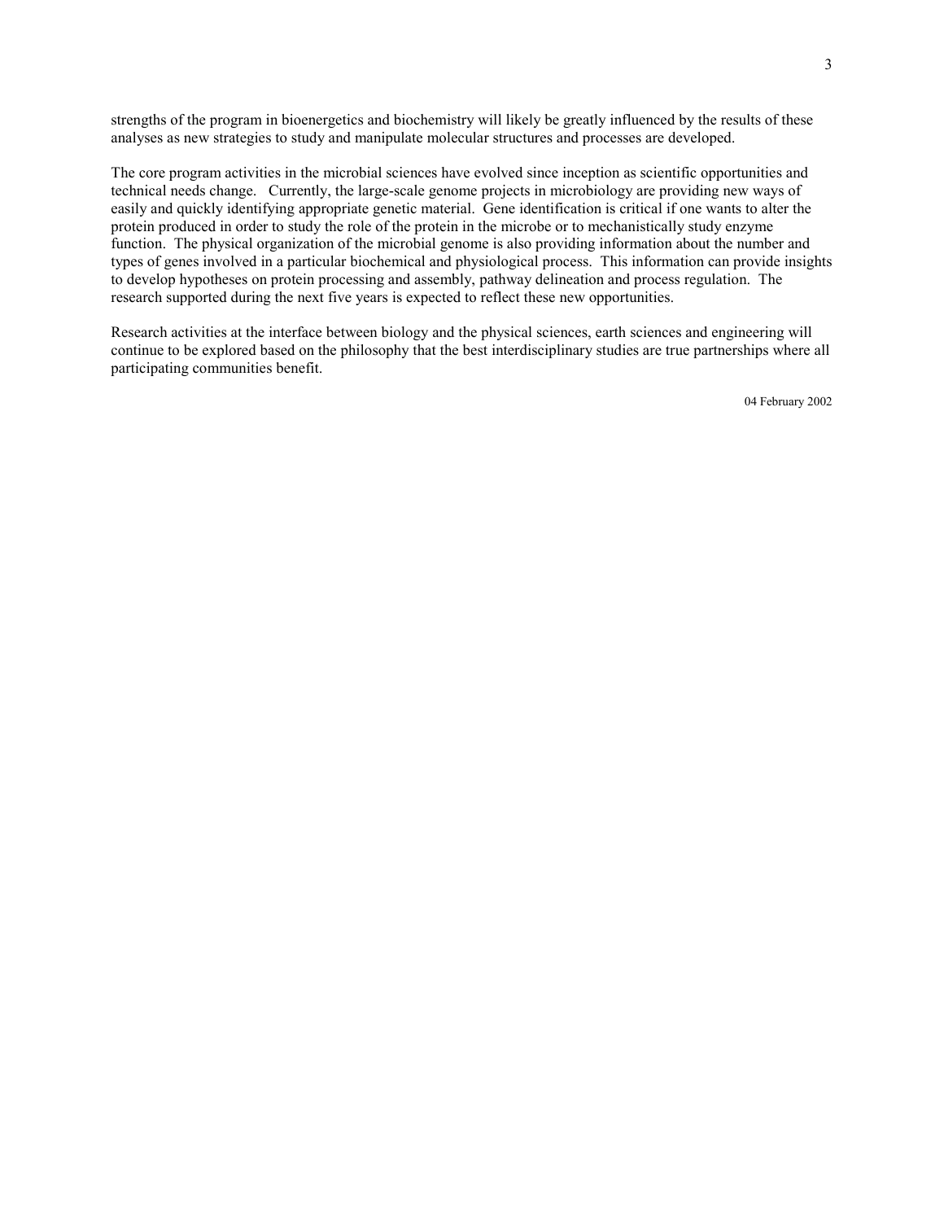strengths of the program in bioenergetics and biochemistry will likely be greatly influenced by the results of these analyses as new strategies to study and manipulate molecular structures and processes are developed.

The core program activities in the microbial sciences have evolved since inception as scientific opportunities and technical needs change. Currently, the large-scale genome projects in microbiology are providing new ways of easily and quickly identifying appropriate genetic material. Gene identification is critical if one wants to alter the protein produced in order to study the role of the protein in the microbe or to mechanistically study enzyme function. The physical organization of the microbial genome is also providing information about the number and types of genes involved in a particular biochemical and physiological process. This information can provide insights to develop hypotheses on protein processing and assembly, pathway delineation and process regulation. The research supported during the next five years is expected to reflect these new opportunities.

Research activities at the interface between biology and the physical sciences, earth sciences and engineering will continue to be explored based on the philosophy that the best interdisciplinary studies are true partnerships where all participating communities benefit.

04 February 2002